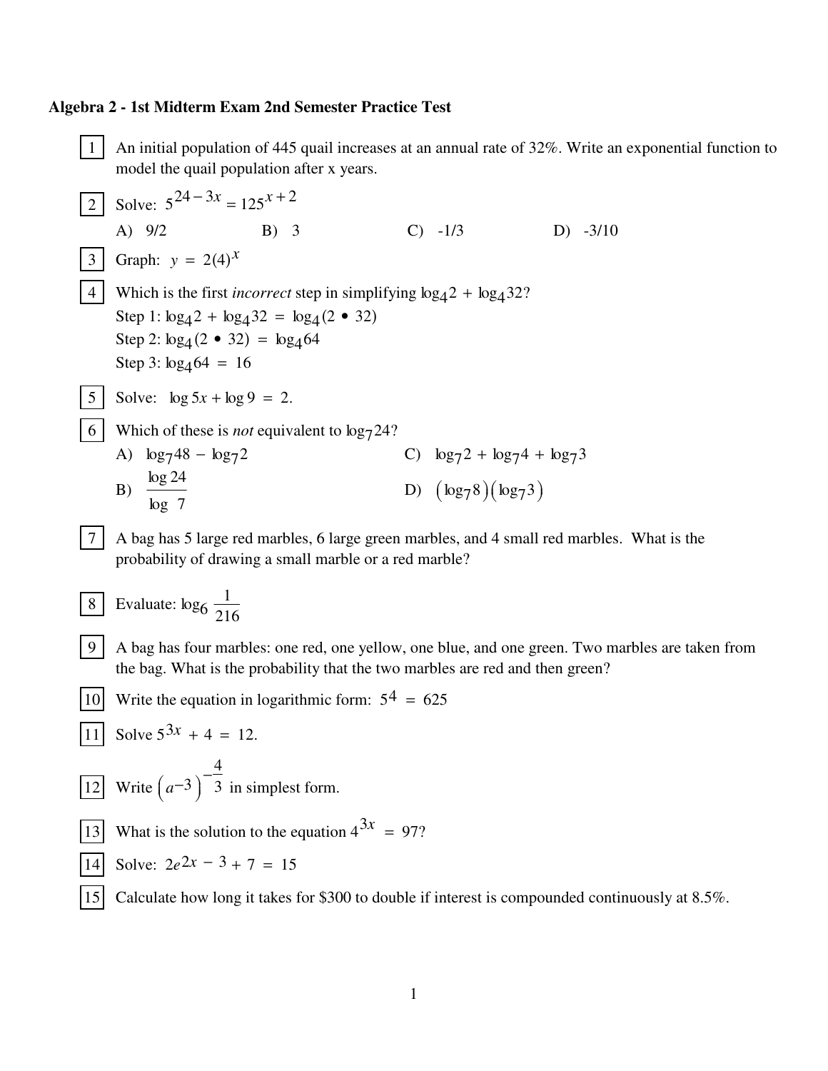**Algebra 2 - 1st Midterm Exam 2nd Semester Practice Test**

1. An initial population of 445 quail increases at an annual rate of 32%. Write an exponential function to model the quail population after x years.

2. Solve: $5^{24-3x} = 125^{x+2}$

   A) 9/2 B) 3 C) -1/3 D) -3/10

3. Graph: $y = 2(4)^x$

4. Which is the first *incorrect* step in simplifying $\log_4 2 + \log_4 32$?

   Step 1: $\log_4 2 + \log_4 32 = \log_4 (2 \bullet 32)$

   Step 2: $\log_4 (2 \bullet 32) = \log_4 64$

   Step 3: $\log_4 64 = 16$

5. Solve: $\log 5x + \log 9 = 2$.

6. Which of these is *not* equivalent to $\log_7 24$?

   A) $\log_7 48 - \log_7 2$

   B) $\dfrac{\log 24}{\log 7}$

   C) $\log_7 2 + \log_7 4 + \log_7 3$

   D) $\left(\log_7 8\right)\left(\log_7 3\right)$

7. A bag has 5 large red marbles, 6 large green marbles, and 4 small red marbles. What is the probability of drawing a small marble or a red marble?

8. Evaluate: $\log_6 \dfrac{1}{216}$

9. A bag has four marbles: one red, one yellow, one blue, and one green. Two marbles are taken from the bag. What is the probability that the two marbles are red and then green?

10. Write the equation in logarithmic form: $5^4 = 625$

11. Solve $5^{3x} + 4 = 12$.

12. Write $\left(a^{-3}\right)^{-\frac{4}{3}}$ in simplest form.

13. What is the solution to the equation $4^{3x} = 97$?

14. Solve: $2e^{2x-3} + 7 = 15$

15. Calculate how long it takes for \$300 to double if interest is compounded continuously at 8.5%.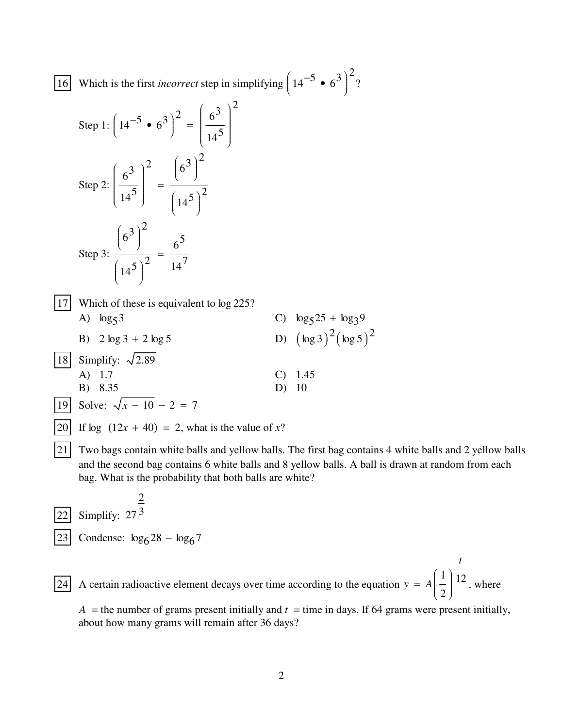16 Which is the first *incorrect* step in simplifying $\left(14^{-5} \bullet 6^3\right)^2$?

Step 1: $\left(14^{-5} \bullet 6^3\right)^2 = \left(\dfrac{6^3}{14^5}\right)^2$

Step 2: $\left(\dfrac{6^3}{14^5}\right)^2 = \dfrac{\left(6^3\right)^2}{\left(14^5\right)^2}$

Step 3: $\dfrac{\left(6^3\right)^2}{\left(14^5\right)^2} = \dfrac{6^5}{14^7}$

17 Which of these is equivalent to $\log 225$?

A) $\log_5 3$

B) $2 \log 3 + 2 \log 5$

C) $\log_5 25 + \log_3 9$

D) $(\log 3)^2 (\log 5)^2$

18 Simplify: $\sqrt{2.89}$

A) 1.7

B) 8.35

C) 1.45

D) 10

19 Solve: $\sqrt{x - 10} - 2 = 7$

20 If $\log\ (12x + 40) = 2$, what is the value of $x$?

21 Two bags contain white balls and yellow balls. The first bag contains 4 white balls and 2 yellow balls and the second bag contains 6 white balls and 8 yellow balls. A ball is drawn at random from each bag. What is the probability that both balls are white?

22 Simplify: $27^{\frac{2}{3}}$

23 Condense: $\log_6 28 - \log_6 7$

24 A certain radioactive element decays over time according to the equation $y = A\left(\dfrac{1}{2}\right)^{\frac{t}{12}}$, where $A$ = the number of grams present initially and $t$ = time in days. If 64 grams were present initially, about how many grams will remain after 36 days?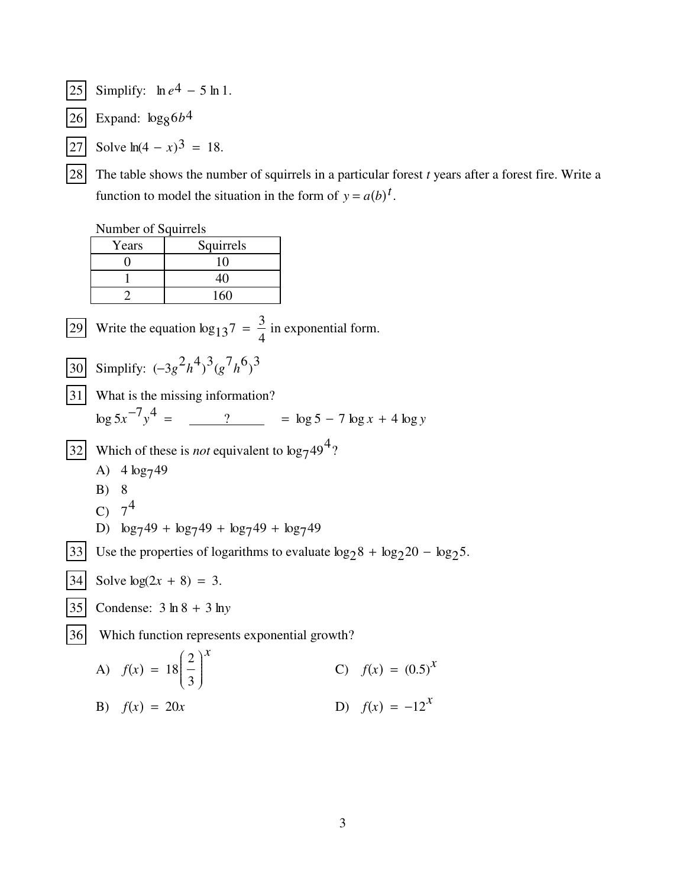25 Simplify: $\ln e^4 - 5 \ln 1$.

26 Expand: $\log_8 6b^4$

27 Solve $\ln(4 - x)^3 = 18$.

28 The table shows the number of squirrels in a particular forest *t* years after a forest fire. Write a function to model the situation in the form of $y = a(b)^t$.

Number of Squirrels

| Years | Squirrels |
|---|---|
| 0 | 10 |
| 1 | 40 |
| 2 | 160 |

29 Write the equation $\log_{13} 7 = \frac{3}{4}$ in exponential form.

30 Simplify: $(-3g^2h^4)^3(g^7h^6)^3$

31 What is the missing information?

$\log 5x^{-7}y^4 = $ ______?______ $= \log 5 - 7 \log x + 4 \log y$

32 Which of these is *not* equivalent to $\log_7 49^4$?

A) $4 \log_7 49$

B) 8

C) $7^4$

D) $\log_7 49 + \log_7 49 + \log_7 49 + \log_7 49$

33 Use the properties of logarithms to evaluate $\log_2 8 + \log_2 20 - \log_2 5$.

34 Solve $\log(2x + 8) = 3$.

35 Condense: $3 \ln 8 + 3 \ln y$

36 Which function represents exponential growth?

A) $f(x) = 18\left(\frac{2}{3}\right)^x$

B) $f(x) = 20x$

C) $f(x) = (0.5)^x$

D) $f(x) = -12^x$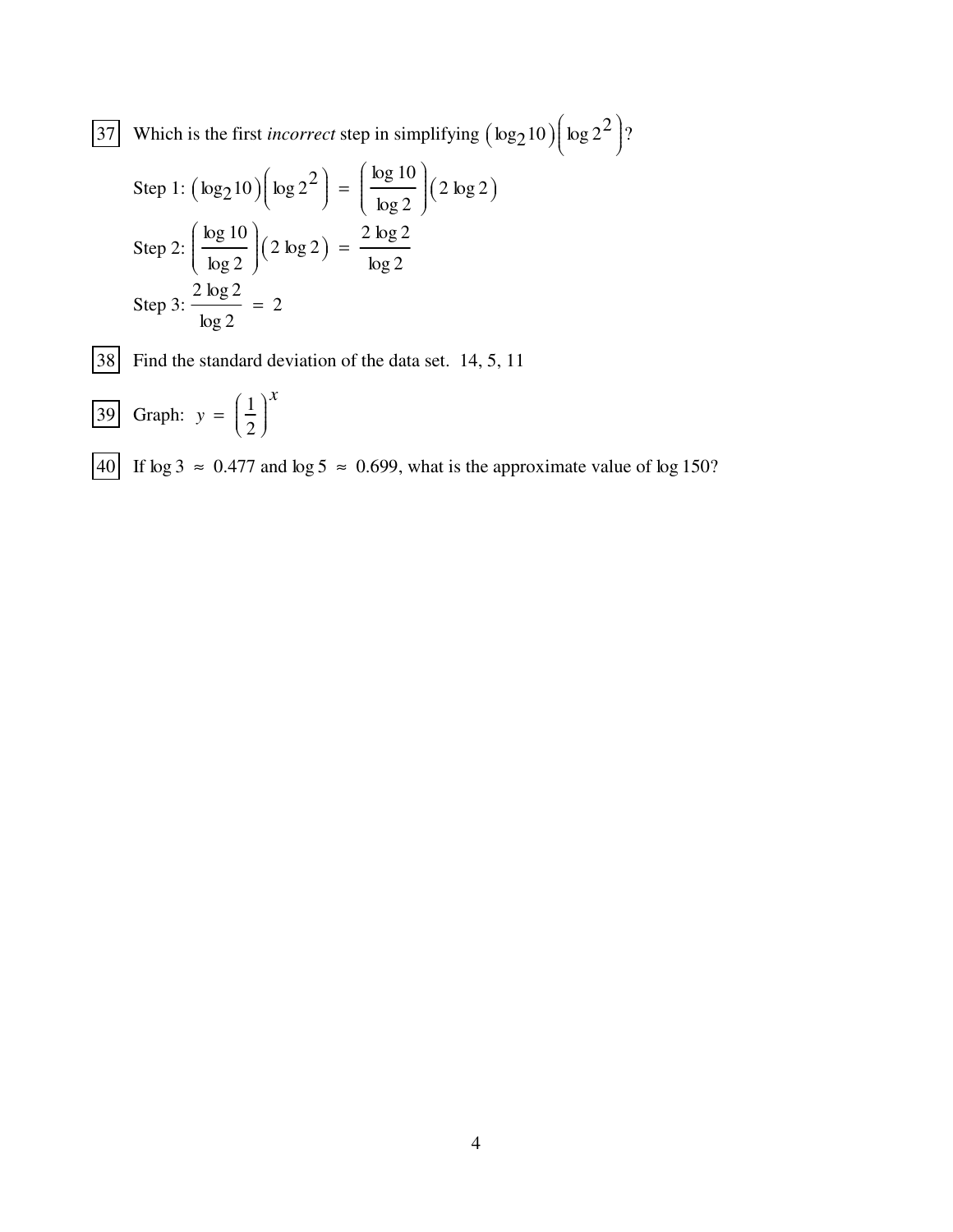37. Which is the first *incorrect* step in simplifying $\left(\log_2 10\right)\left(\log 2^2\right)$?

    Step 1: $\left(\log_2 10\right)\left(\log 2^2\right) = \left(\dfrac{\log 10}{\log 2}\right)\left(2 \log 2\right)$

    Step 2: $\left(\dfrac{\log 10}{\log 2}\right)\left(2 \log 2\right) = \dfrac{2 \log 2}{\log 2}$

    Step 3: $\dfrac{2 \log 2}{\log 2} = 2$

38. Find the standard deviation of the data set. 14, 5, 11

39. Graph: $y = \left(\dfrac{1}{2}\right)^x$

40. If $\log 3 \approx 0.477$ and $\log 5 \approx 0.699$, what is the approximate value of $\log 150$?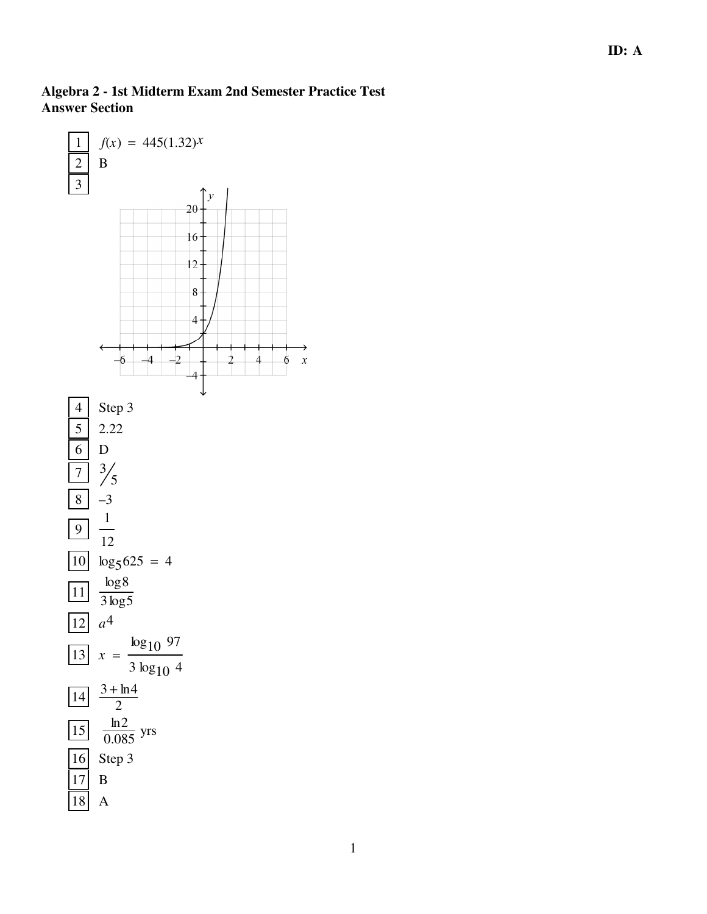**ID: A**

**Algebra 2 - 1st Midterm Exam 2nd Semester Practice Test**
**Answer Section**

1. $f(x) = 445(1.32)^x$
2. B
3. (graph)
4. Step 3
5. 2.22
6. D
7. $3/5$
8. –3
9. $\dfrac{1}{12}$
10. $\log_5 625 = 4$
11. $\dfrac{\log 8}{3 \log 5}$
12. $a^4$
13. $x = \dfrac{\log_{10} 97}{3 \log_{10} 4}$
14. $\dfrac{3 + \ln 4}{2}$
15. $\dfrac{\ln 2}{0.085}$ yrs
16. Step 3
17. B
18. A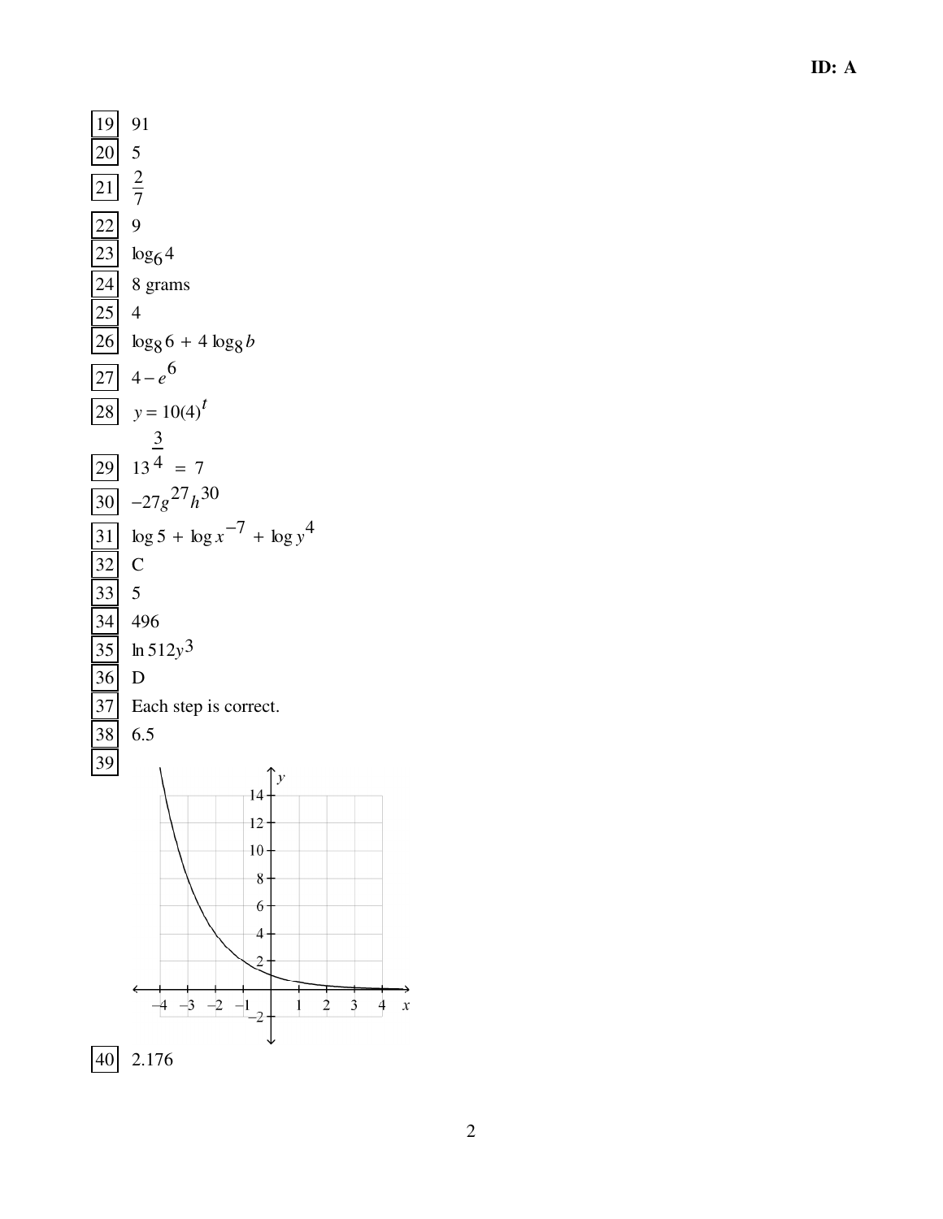**ID: A**

19 91

20 5

21 $\frac{2}{7}$

22 9

23 $\log_6 4$

24 8 grams

25 4

26 $\log_8 6 + 4 \log_8 b$

27 $4 - e^6$

28 $y = 10(4)^t$

29 $13^{\frac{3}{4}} = 7$

30 $-27g^{27}h^{30}$

31 $\log 5 + \log x^{-7} + \log y^4$

32 C

33 5

34 496

35 $\ln 512y^3$

36 D

37 Each step is correct.

38 6.5

39

y

14

12

10

8

6

4

2

−4 −3 −2 −1 1 2 3 4 x

−2

40 2.176